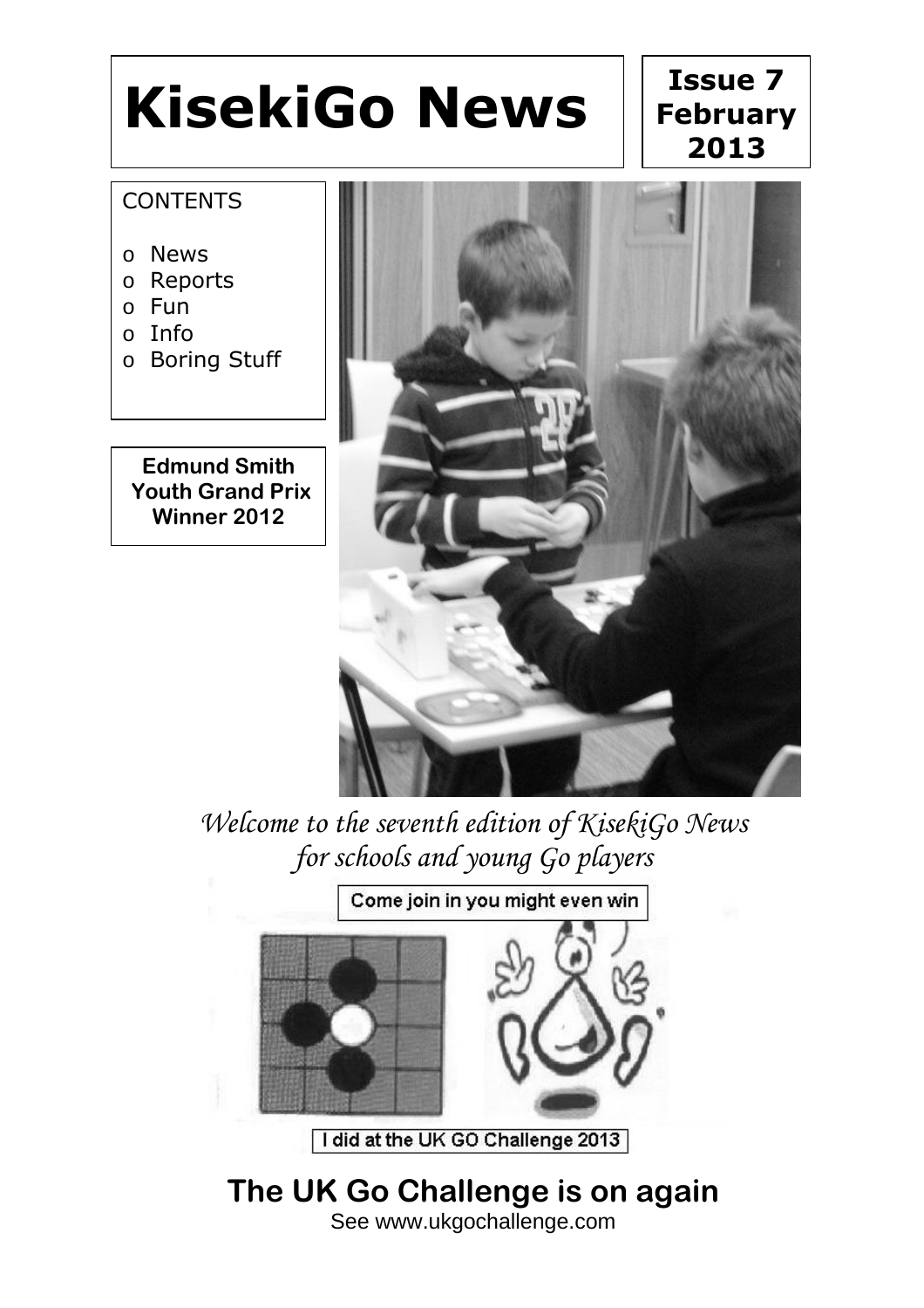# KisekiGo News

**Issue 7 February 2013**

CONTENTS

- News
- Reports
- Fun
- Info
- Boring Stuff

**Edmund Smith Youth Grand Prix Winner 2012**

*Welcome to the seventh edition of KisekiGo News for schools and young Go players*

Come join in you might even win

I did at the UK GO Challenge 2013

## The UK Go Challenge is on again

See www.ukgochallenge.com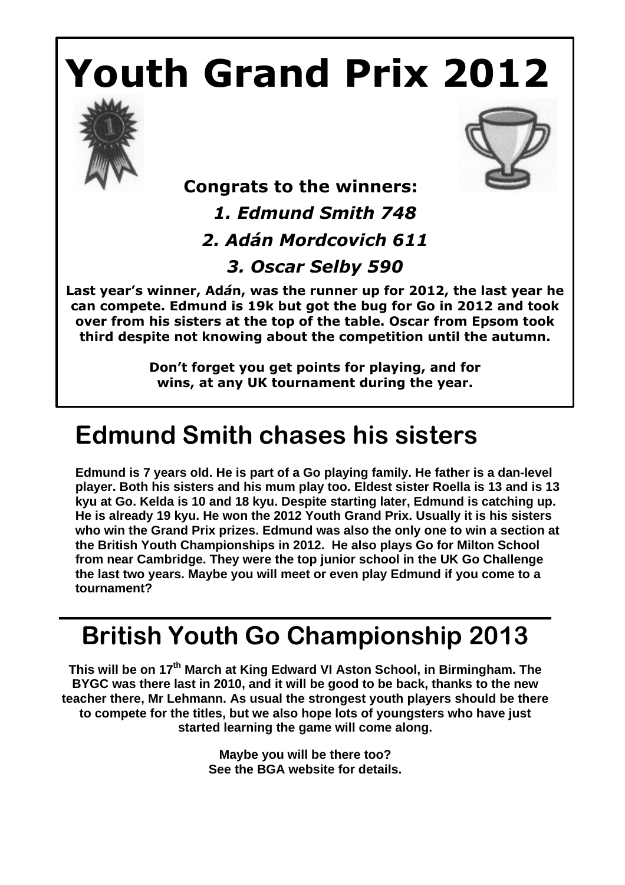# Youth Grand Prix 2012

**Congrats to the winners:**

***1. Edmund Smith 748***

***2. Adán Mordcovich 611***

***3. Oscar Selby 590***

**Last year's winner, Adán, was the runner up for 2012, the last year he can compete. Edmund is 19k but got the bug for Go in 2012 and took over from his sisters at the top of the table. Oscar from Epsom took third despite not knowing about the competition until the autumn.**

**Don't forget you get points for playing, and for wins, at any UK tournament during the year.**

## Edmund Smith chases his sisters

**Edmund is 7 years old. He is part of a Go playing family. He father is a dan-level player. Both his sisters and his mum play too. Eldest sister Roella is 13 and is 13 kyu at Go. Kelda is 10 and 18 kyu. Despite starting later, Edmund is catching up. He is already 19 kyu. He won the 2012 Youth Grand Prix. Usually it is his sisters who win the Grand Prix prizes. Edmund was also the only one to win a section at the British Youth Championships in 2012. He also plays Go for Milton School from near Cambridge. They were the top junior school in the UK Go Challenge the last two years. Maybe you will meet or even play Edmund if you come to a tournament?**

## British Youth Go Championship 2013

**This will be on 17th March at King Edward VI Aston School, in Birmingham. The BYGC was there last in 2010, and it will be good to be back, thanks to the new teacher there, Mr Lehmann. As usual the strongest youth players should be there to compete for the titles, but we also hope lots of youngsters who have just started learning the game will come along.**

**Maybe you will be there too?**
**See the BGA website for details.**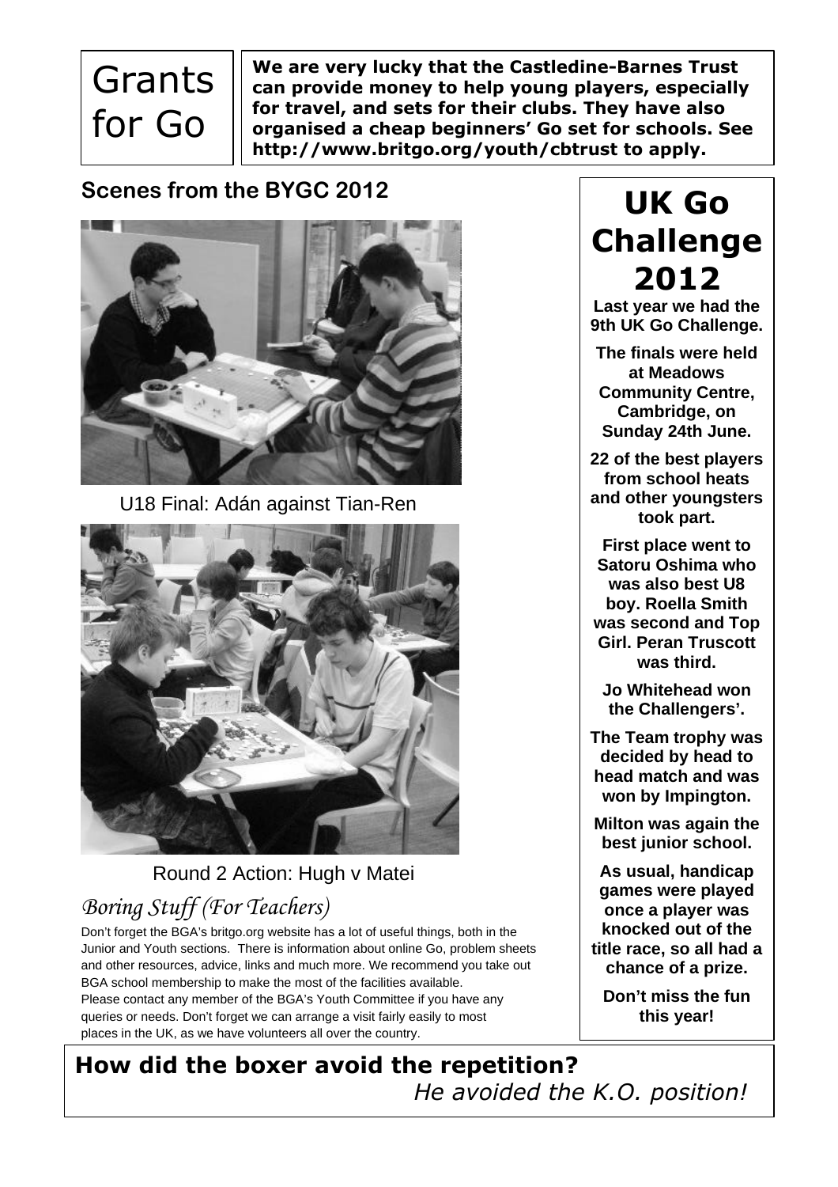# Grants for Go

**We are very lucky that the Castledine-Barnes Trust can provide money to help young players, especially for travel, and sets for their clubs. They have also organised a cheap beginners' Go set for schools. See http://www.britgo.org/youth/cbtrust to apply.**

## Scenes from the BYGC 2012

U18 Final: Adán against Tian-Ren

Round 2 Action: Hugh v Matei

## *Boring Stuff (For Teachers)*

Don't forget the BGA's britgo.org website has a lot of useful things, both in the Junior and Youth sections. There is information about online Go, problem sheets and other resources, advice, links and much more. We recommend you take out BGA school membership to make the most of the facilities available.
Please contact any member of the BGA's Youth Committee if you have any queries or needs. Don't forget we can arrange a visit fairly easily to most places in the UK, as we have volunteers all over the country.

# UK Go Challenge 2012

**Last year we had the 9th UK Go Challenge.**

**The finals were held at Meadows Community Centre, Cambridge, on Sunday 24th June.**

**22 of the best players from school heats and other youngsters took part.**

**First place went to Satoru Oshima who was also best U8 boy. Roella Smith was second and Top Girl. Peran Truscott was third.**

**Jo Whitehead won the Challengers'.**

**The Team trophy was decided by head to head match and was won by Impington.**

**Milton was again the best junior school.**

**As usual, handicap games were played once a player was knocked out of the title race, so all had a chance of a prize.**

**Don't miss the fun this year!**

**How did the boxer avoid the repetition?**

*He avoided the K.O. position!*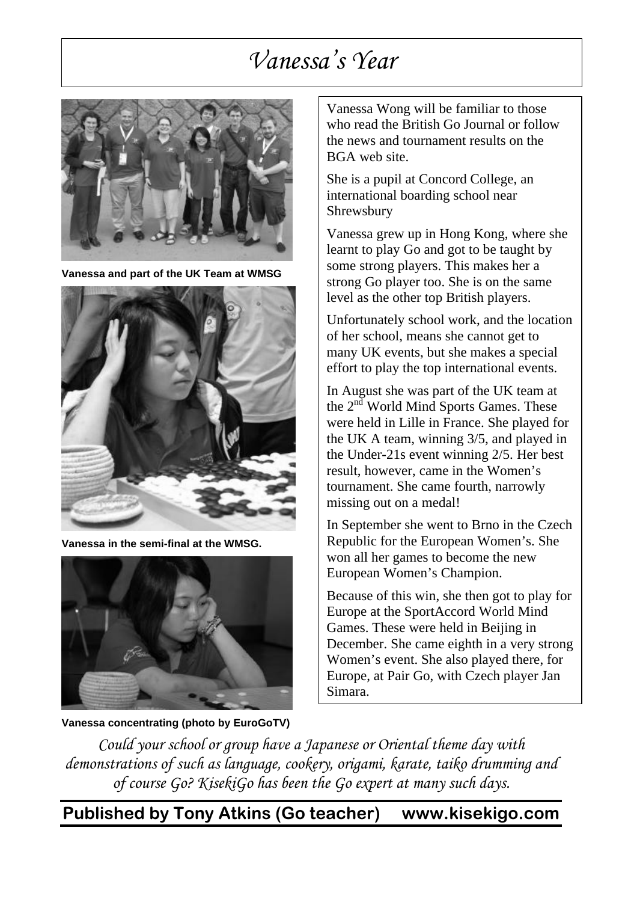# *Vanessa's Year*

Vanessa and part of the UK Team at WMSG

Vanessa in the semi-final at the WMSG.

Vanessa concentrating (photo by EuroGoTV)

Vanessa Wong will be familiar to those who read the British Go Journal or follow the news and tournament results on the BGA web site.

She is a pupil at Concord College, an international boarding school near Shrewsbury

Vanessa grew up in Hong Kong, where she learnt to play Go and got to be taught by some strong players. This makes her a strong Go player too. She is on the same level as the other top British players.

Unfortunately school work, and the location of her school, means she cannot get to many UK events, but she makes a special effort to play the top international events.

In August she was part of the UK team at the 2nd World Mind Sports Games. These were held in Lille in France. She played for the UK A team, winning 3/5, and played in the Under-21s event winning 2/5. Her best result, however, came in the Women's tournament. She came fourth, narrowly missing out on a medal!

In September she went to Brno in the Czech Republic for the European Women's. She won all her games to become the new European Women's Champion.

Because of this win, she then got to play for Europe at the SportAccord World Mind Games. These were held in Beijing in December. She came eighth in a very strong Women's event. She also played there, for Europe, at Pair Go, with Czech player Jan Simara.

*Could your school or group have a Japanese or Oriental theme day with demonstrations of such as language, cookery, origami, karate, taiko drumming and of course Go? KisekiGo has been the Go expert at many such days.*

**Published by Tony Atkins (Go teacher) www.kisekigo.com**